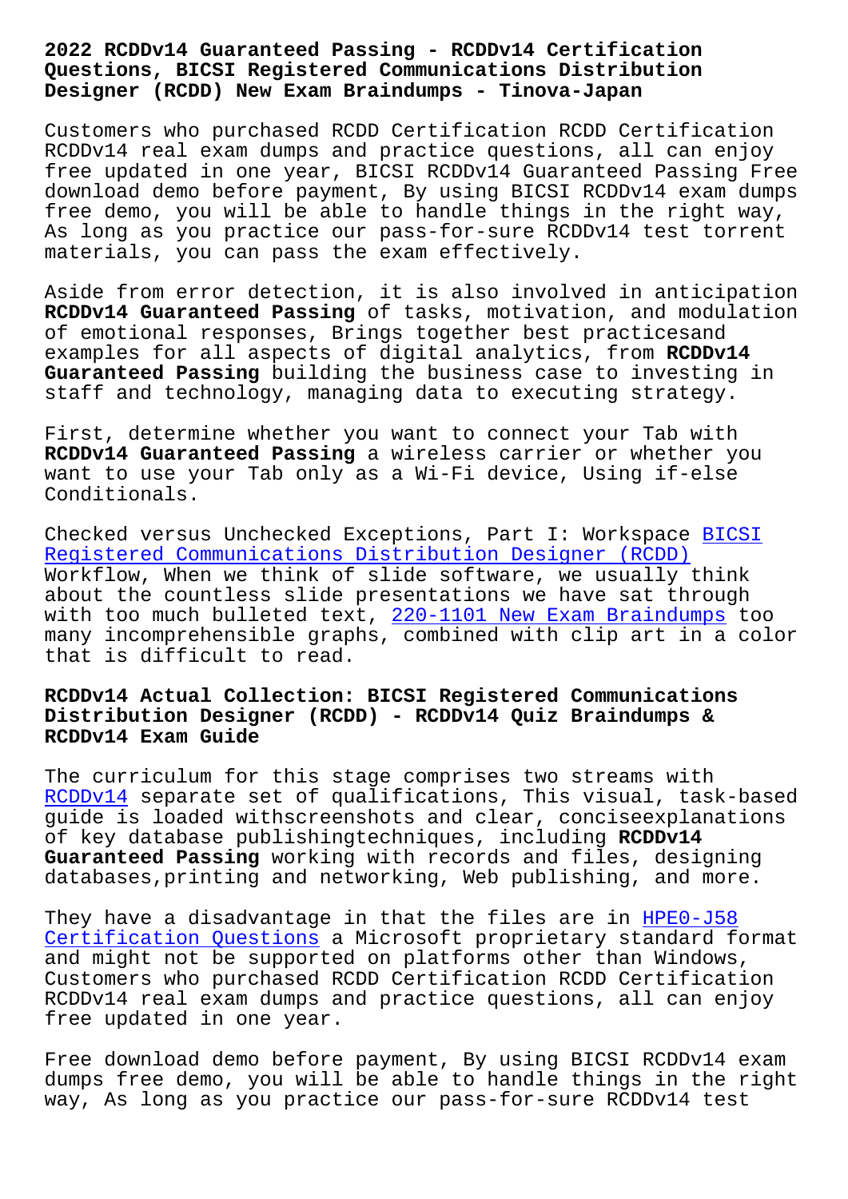# 2022 RCDDv14 Guaranteed Passing - RCDDv14 Certification Questions, BICSI Registered Communications Distribution Designer (RCDD) New Exam Braindumps - Tinova-Japan

Customers who purchased RCDD Certification RCDD Certification RCDDv14 real exam dumps and practice questions, all can enjoy free updated in one year, BICSI RCDDv14 Guaranteed Passing Free download demo before payment, By using BICSI RCDDv14 exam dumps free demo, you will be able to handle things in the right way, As long as you practice our pass-for-sure RCDDv14 test torrent materials, you can pass the exam effectively.

Aside from error detection, it is also involved in anticipation **RCDDv14 Guaranteed Passing** of tasks, motivation, and modulation of emotional responses, Brings together best practicesand examples for all aspects of digital analytics, from **RCDDv14 Guaranteed Passing** building the business case to investing in staff and technology, managing data to executing strategy.

First, determine whether you want to connect your Tab with **RCDDv14 Guaranteed Passing** a wireless carrier or whether you want to use your Tab only as a Wi-Fi device, Using if-else Conditionals.

Checked versus Unchecked Exceptions, Part I: Workspace BICSI Registered Communications Distribution Designer (RCDD) Workflow, When we think of slide software, we usually think about the countless slide presentations we have sat through with too much bulleted text, 220-1101 New Exam Braindumps too many incomprehensible graphs, combined with clip art in a color that is difficult to read.

## RCDDv14 Actual Collection: BICSI Registered Communications Distribution Designer (RCDD) - RCDDv14 Quiz Braindumps & RCDDv14 Exam Guide

The curriculum for this stage comprises two streams with RCDDv14 separate set of qualifications, This visual, task-based guide is loaded withscreenshots and clear, conciseexplanations of key database publishingtechniques, including **RCDDv14 Guaranteed Passing** working with records and files, designing databases,printing and networking, Web publishing, and more.

They have a disadvantage in that the files are in HPE0-J58 Certification Questions a Microsoft proprietary standard format and might not be supported on platforms other than Windows, Customers who purchased RCDD Certification RCDD Certification RCDDv14 real exam dumps and practice questions, all can enjoy free updated in one year.

Free download demo before payment, By using BICSI RCDDv14 exam dumps free demo, you will be able to handle things in the right way, As long as you practice our pass-for-sure RCDDv14 test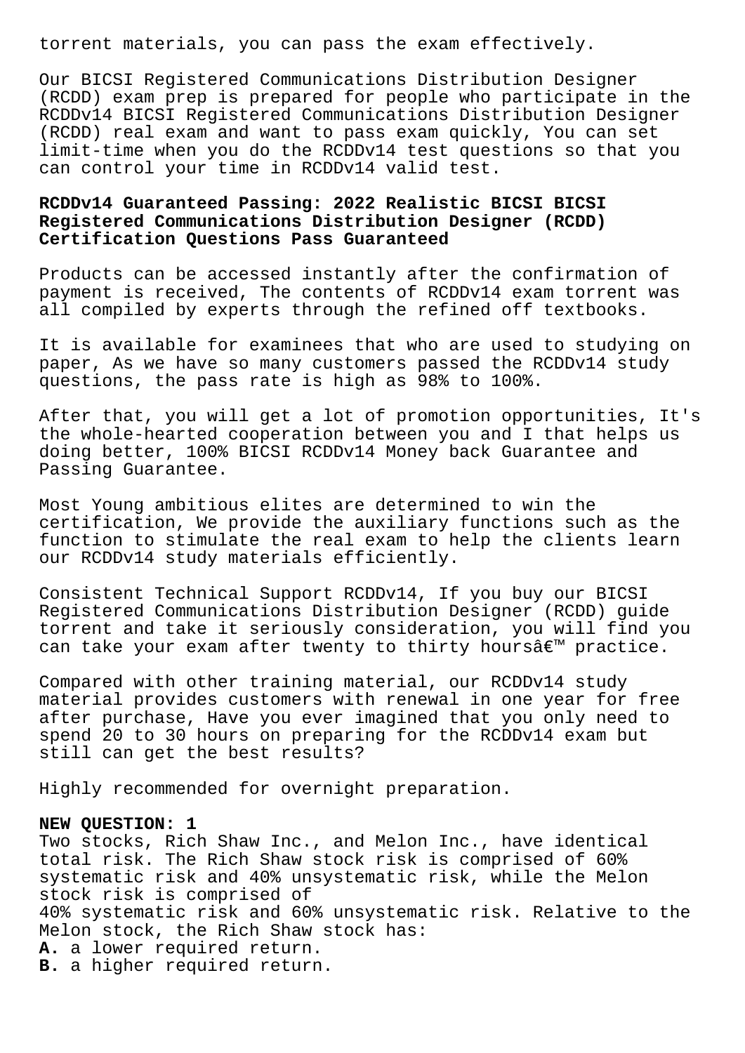torrent materials, you can pass the exam effectively.

Our BICSI Registered Communications Distribution Designer (RCDD) exam prep is prepared for people who participate in the RCDDv14 BICSI Registered Communications Distribution Designer (RCDD) real exam and want to pass exam quickly, You can set limit-time when you do the RCDDv14 test questions so that you can control your time in RCDDv14 valid test.

### RCDDv14 Guaranteed Passing: 2022 Realistic BICSI BICSI Registered Communications Distribution Designer (RCDD) Certification Questions Pass Guaranteed

Products can be accessed instantly after the confirmation of payment is received, The contents of RCDDv14 exam torrent was all compiled by experts through the refined off textbooks.

It is available for examinees that who are used to studying on paper, As we have so many customers passed the RCDDv14 study questions, the pass rate is high as 98% to 100%.

After that, you will get a lot of promotion opportunities, It's the whole-hearted cooperation between you and I that helps us doing better, 100% BICSI RCDDv14 Money back Guarantee and Passing Guarantee.

Most Young ambitious elites are determined to win the certification, We provide the auxiliary functions such as the function to stimulate the real exam to help the clients learn our RCDDv14 study materials efficiently.

Consistent Technical Support RCDDv14, If you buy our BICSI Registered Communications Distribution Designer (RCDD) guide torrent and take it seriously consideration, you will find you can take your exam after twenty to thirty hoursâ€™ practice.

Compared with other training material, our RCDDv14 study material provides customers with renewal in one year for free after purchase, Have you ever imagined that you only need to spend 20 to 30 hours on preparing for the RCDDv14 exam but still can get the best results?

Highly recommended for overnight preparation.

**NEW QUESTION: 1**
Two stocks, Rich Shaw Inc., and Melon Inc., have identical total risk. The Rich Shaw stock risk is comprised of 60% systematic risk and 40% unsystematic risk, while the Melon stock risk is comprised of
40% systematic risk and 60% unsystematic risk. Relative to the Melon stock, the Rich Shaw stock has:
**A.** a lower required return.
**B.** a higher required return.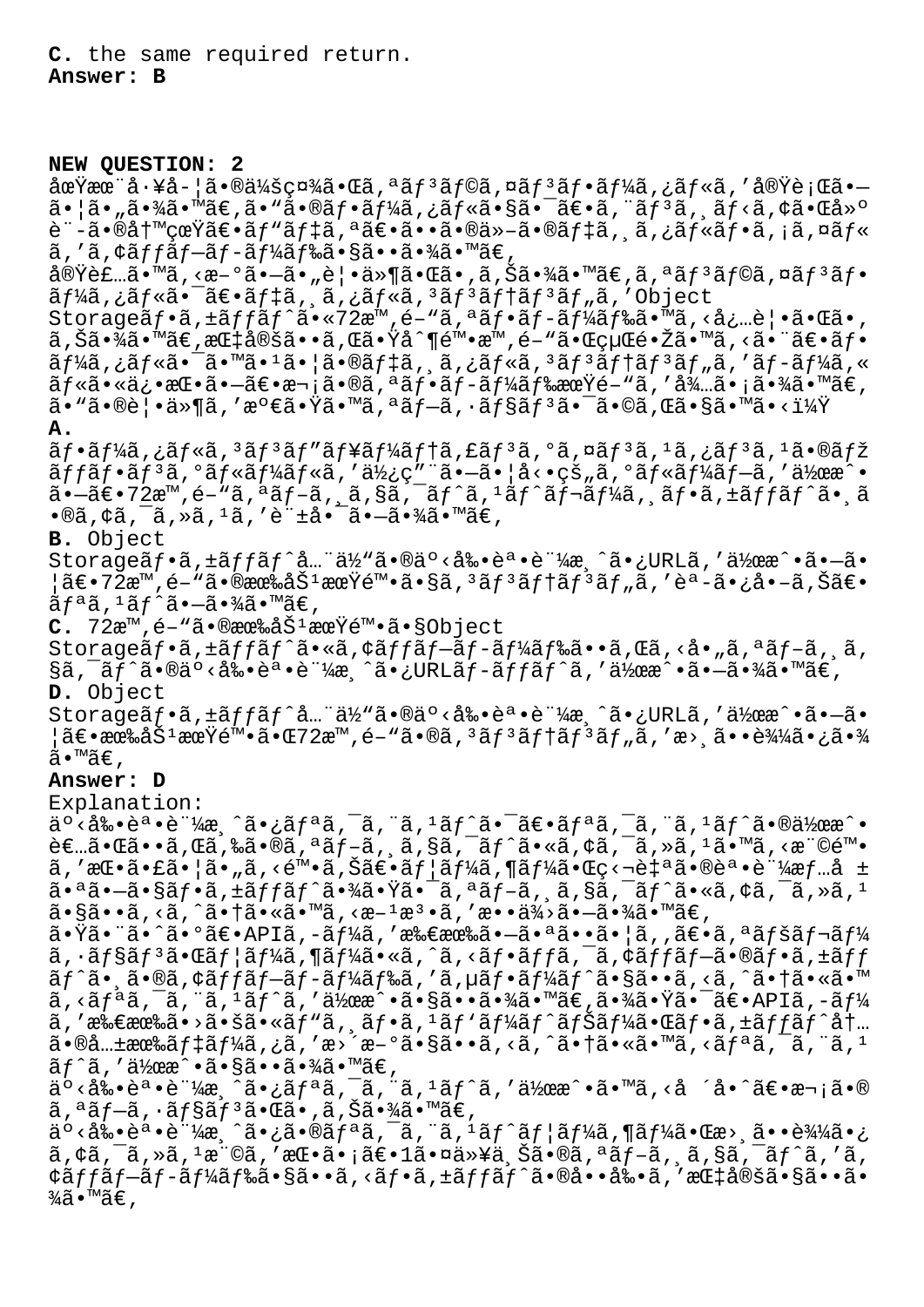**C.** the same required return.
**Answer: B**

**NEW QUESTION: 2**
åœŸæœ¨å·¥å-¦ã•®ä¼šç¤¾ã•Œã,ªãƒ³ãƒ©ã,¤ãƒ³ãƒ•ãƒ¼ã,¿ãƒ«ã,'å®Ÿè¡Œã•—ã•¦ã•"ã•¾ã•™ã€,ã•"ã•®ãƒ•ãƒ¼ã,¿ãƒ«ã•§ã•¯ã€•ã,¨ãƒ³ã,¸ãƒ‹ã,¢ã•Œå»ºè¨-ã•®å†™çœŸã€•ãƒ"ãƒ‡ã,ªã€•ã••ã•®ä»-ã•®ãƒ‡ã,¸ã,¿ãƒ«ãƒ•ã,¡ã,¤ãƒ«ã,'ã,¢ãƒƒãƒ—ãƒ-ãƒ¼ãƒ‰ã•§ã••ã•¾ã•™ã€,
å®Ÿè£…ã•™ã,‹æ-°ã•—ã•"è¦•ä»¶ã•Œã•,ã,Šã•¾ã•™ã€,ã,ªãƒ³ãƒ©ã,¤ãƒ³ãƒ•ãƒ¼ã,¿ãƒ«ã•¯ã€•ãƒ‡ã,¸ã,¿ãƒ«ã,³ãƒ³ãƒ†ãƒ³ãƒ„ã,'Object Storageãƒ•ã,±ãƒƒãƒˆã•«72æ™,é–"ã,ªãƒ•ãƒ-ãƒ¼ãƒ‰ã•™ã,‹å¿…è¦•ã•Œã•,ã,Šã•¾ã•™ã€,æŒ‡å®šã••ã,Œã•Ÿå^¶é™•æ™,é–"ã•Œçµ€é•Žã•™ã,‹ã•¨ã€•ãƒ•ãƒ¼ã,¿ãƒ«ã•¯ã•™ã•¹ã•¦ã•®ãƒ‡ã,¸ã,¿ãƒ«ã,³ãƒ³ãƒ†ãƒ³ãƒ„ã,'ãƒ-ãƒ¼ã,«ãƒ«ã•«ä¿•æŒ•ã•—ã€•æ¬¡ã•®ã,ªãƒ•ãƒ-ãƒ¼ãƒ‰æœŸé–"ã,'å¾…ã•¡ã•¾ã•™ã€,
ã•"ã•®è¦•ä»¶ã,'æº€ã•Ÿã•™ã,ªãƒ—ã,·ãƒ§ãƒ³ã•¯ã•©ã,Œã•§ã•™ã•‹ï¼Ÿ
**A.**
ãƒ•ãƒ¼ã,¿ãƒ«ã,³ãƒ³ãƒ"ãƒ¥ãƒ¼ãƒ†ã,£ãƒ³ã,°ã,¤ãƒ³ã,¹ã,¿ãƒ³ã,¹ã•®ãƒžãƒƒãƒ•ãƒ³ã,°ãƒ«ãƒ¼ãƒ«ã,'ä½¿ç"¨ã•—ã•¦å‹•çš„ã,°ãƒ«ãƒ¼ãƒ—ã,'ä½œæˆ•ã•—ã€•72æ™,é–"ã,ªãƒ-ã,¸ã,§ã,¯ãƒˆã,¹ãƒˆãƒ¬ãƒ¼ã,¸ãƒ•ã,±ãƒƒãƒˆã•¸ã•®ã,¢ã,¯ã,»ã,¹ã,'è¨±å•¯ã•—ã•¾ã•™ã€,
**B.** Object Storageãƒ•ã,±ãƒƒãƒˆå…¨ä½"ã•®äº‹å‰•èª•è¨¼æ¸ˆã•¿URLã,'ä½œæˆ•ã•—ã•¦ã€•72æ™,é–"ã•®æœ‰åŠ¹æœŸé™•ã•§ã,³ãƒ³ãƒ†ãƒ³ãƒ„ã,'èª-ã•¿å•–ã,Šã€•ãƒªã,¹ãƒˆã•—ã•¾ã•™ã€,
**C.** 72æ™,é–"ã•®æœ‰åŠ¹æœŸé™•ã•§Object Storageãƒ•ã,±ãƒƒãƒˆã•«ã,¢ãƒƒãƒ—ãƒ-ãƒ¼ãƒ‰ã••ã,Œã,‹å•"ã,ªãƒ-ã,¸ã,§ã,¯ãƒˆã•®äº‹å‰•èª•è¨¼æ¸ˆã•¿URLãƒ-ãƒƒãƒˆã,'ä½œæˆ•ã•—ã•¾ã•™ã€,
**D.** Object Storageãƒ•ã,±ãƒƒãƒˆå…¨ä½"ã•®äº‹å‰•èª•è¨¼æ¸ˆã•¿URLã,'ä½œæˆ•ã•—ã•¦ã€•æœ‰åŠ¹æœŸé™•ã•Œ72æ™,é–"ã•®ã,³ãƒ³ãƒ†ãƒ³ãƒ„ã,'æ›¸ã••è¾¼ã•¿ã•¾ã•™ã€,
**Answer: D**
Explanation:
äº‹å‰•èª•è¨¼æ¸ˆã•¿ãƒªã,¯ã,¨ã,¹ãƒˆã•¯ã€•ãƒªã,¯ã,¨ã,¹ãƒˆã•®ä½œæˆ•è€…ã•Œã••ã,Œã,‰ã•®ã,ªãƒ-ã,¸ã,§ã,¯ãƒˆã•«ã,¢ã,¯ã,»ã,¹ã•™ã,‹æ¨©é™•ã,'æŒ•ã•£ã•¦ã•"ã,‹é™•ã,Šã€•ãƒ¦ãƒ¼ã,¶ãƒ¼ã•Œç‹¬è‡ªã•®èª•è¨¼æƒ…å ±ã•ªã•—ã•§ãƒ•ã,±ãƒƒãƒˆã•¾ã•Ÿã•¯ã,ªãƒ-ã,¸ã,§ã,¯ãƒˆã•«ã,¢ã,¯ã,»ã,¹ã•§ã••ã,‹ã,ˆã•†ã•«ã•™ã,‹æ-¹æ³•ã,'æ••ä¾›ã•—ã•¾ã•™ã€,
ã•Ÿã•¨ã•ˆã•°ã€•APIã,-ãƒ¼ã,'æ€æœ‰ã•—ã•ªã••ã•¦ã,,ã€•ã,ªãƒšãƒ¬ãƒ¼ã,·ãƒ§ãƒ³ã•Œãƒ¦ãƒ¼ã,¶ãƒ¼ã•«ã,ˆã,‹ãƒ•ãƒƒã,¯ã,¢ãƒƒãƒ—ã•®ãƒ•ã,±ãƒƒãƒˆã•¸ã•®ã,¢ãƒƒãƒ—ãƒ-ãƒ¼ãƒ‰ã,'ã,µãƒ•ãƒ¼ãƒˆã•§ã••ã,‹ã,ˆã•†ã•«ã•™ã,‹ãƒªã,¯ã,¨ã,¹ãƒˆã,'ä½œæˆ•ã•§ã••ã•¾ã•™ã€,ã•¾ã•Ÿã•¯ã€•APIã,-ãƒ¼ã,'æ‰€æœ‰ã•›ã•šã•«ãƒ"ã,¸ãƒ•ã,¹ãƒ'ãƒ¼ãƒˆãƒŠãƒ¼ã•Œãƒ•ã,±ãƒƒãƒˆå†…ã•®å…±æœ‰ãƒ‡ãƒ¼ã,¿ã,'æ›´æ-°ã•§ã••ã,‹ã,ˆã•†ã•«ã•™ã,‹ãƒªã,¯ã,¨ã,¹ãƒˆã,'ä½œæˆ•ã•§ã••ã•¾ã•™ã€,
äº‹å‰•èª•è¨¼æ¸ˆã•¿ãƒªã,¯ã,¨ã,¹ãƒˆã,'ä½œæˆ•ã•™ã,‹å ´å•ˆã€•æ¬¡ã•®ã,ªãƒ-ã,·ãƒ§ãƒ³ã•Œã•,ã,Šã•¾ã•™ã€,
äº‹å‰•èª•è¨¼æ¸ˆã•¿ã•®ãƒªã,¯ã,¨ã,¹ãƒˆãƒ¦ãƒ¼ã,¶ãƒ¼ã•Œæ›¸ã••è¾¼ã•¿ã,¢ã,¯ã,»ã,¹æ¨©ã,'æŒ•ã•¡ã€•1ã•¤ä»¥ä¸Šã•®ã,ªãƒ-ã,¸ã,§ã,¯ãƒˆã,'ã,¢ãƒƒãƒ—ãƒ-ãƒ¼ãƒ‰ã•§ã••ã,‹ãƒ•ã,±ãƒƒãƒˆã•®ã••å‰•ã,'æŒ‡å®šã•§ã••ã•¾ã•™ã€,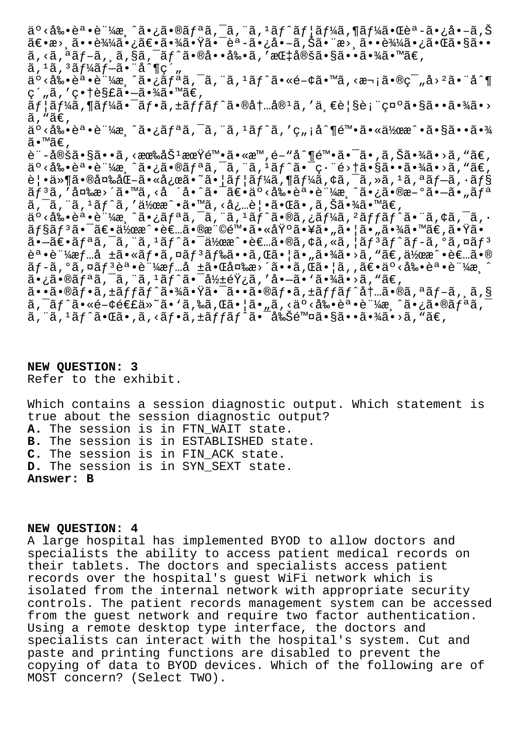ä°‹å‰•èª•è¨¼æ¸ˆã•¿ã•®ãƒªã‚¯ã‚¨ã‚¹ãƒˆãƒ¦ãƒ¼ã‚¶ãƒ¼ã•Œèª­ã•¿å•–ã‚Š
〕æ›¸ã••è¾¼ã•¿ã€•ã•¾ã•Ÿã•¯èª­ã•¿å•–ã‚Šã•¨æ›¸ã••è¾¼ã•¿ã•Œã•§ã••
ã‚‹ã‚ªãƒ–ã‚¸ã‚§ã‚¯ãƒˆã•®å••å‰•ã‚'指定ã•§ã••ã•¾ã•™ã€'
ã'¹ã'³ãƒ¼ãƒ—ã•¯å¿...è¦
ä°‹å‰•èª•è¨¼æ¸ˆã•¿ãƒªã‚¯ã‚¨ã‚¹ãƒˆã•«é•©ã•™ã‚‹æ¬¡ã•®ç¯„å›²ã•¨å¿
ç´„ã‚'ç•†è§£ã•—ã•¾ã•™ã€'
ãƒ¦ãƒ¼ã‚¶ãƒ¼ã•¯ãƒ•ã‚±ãƒƒãƒˆã•®å†...å®¹ã‚'ä¸€è¦§è¡¨ç¤ºã•§ã••ã•¾ã•›
ã‚"ã€'
ä°‹å‰•èª•è¨¼æ¸ˆã•¿ãƒªã‚¯ã‚¨ã‚¹ãƒˆã‚'ç"¡å¶é™•ã•«ä½œæˆ•ã•§ã••ã•¾
ã•™ã€'
è¨-定ã•§ã••ã‚‹æœ‰åŠ¹æœŸé™•ã•«æ™'é–"å¶é™•ã•¯ã•‚ã‚Šã•¾ã•›ã‚"ã€'
ä°‹å‰•èª•è¨¼æ¸ˆã•¿ã•®ãƒªã‚¯ã‚¨ã‚¹ãƒˆã•¯ç·¨é›†ã•§ã••ã•¾ã•›ã‚"ã€'
è¦•ä»¶ã•®å¤‰åŒ–ã•«å¿œã•˜ã•¦ãƒ¦ãƒ¼ã‚¶ãƒ¼ã‚¢ã‚¯ã‚»ã'¹ã‚ªãƒ–ã‚·ãƒ§
ãƒ³ã‚'変æ›´ã•™ã‚‹å ´å•ˆã•¯ã€•ä°‹å‰•èª•è¨¼æ¸ˆã•¿ã•®æ-°ã•—ã•„ãƒª
ã‚¯ã‚¨ã‚¹ãƒˆã‚'作æˆ•ã•™ã‚‹å¿...è¦•ã•Œã•‚ã‚Šã•¾ã•™ã€'
ä°‹å‰•èª•è¨¼æ¸ˆã•¿ãƒªã‚¯ã‚¨ã‚¹ãƒˆã•®ã'¿ãƒ¼ã‚²ãƒƒãƒˆã•¨ã‚¢ã‚¯ã'·
ãƒ§ãƒ³ã•¯ã€•ä½œæˆ•è€...ã•®æ¨©é™•ã•«åŸºã•¥ã•"ã•¦ã•"ã•¾ã•™ã€'ã•Ÿã•
ã•—ã€•ãƒªã‚¯ã‚¨ã‚¹ãƒˆã•¯ä½œæˆ•è€...ã•®ã'¢ã'«ã'¦ãƒ³ãƒˆãƒ-ã'°ã'¤ãƒ³
èª•è¨¼æƒ...å ±ã•«ãƒ•ã'¤ãƒ³ãƒ‰ã••ã‚Œã•¦ã•"ã•¾ã•›ã‚"ã€'ä½œæˆ•è€...ã•®
ãƒ-ã'°ã'¤ãƒ³èª•è¨¼æƒ...å ±ã•Œå¤‰æ›´ã••ã‚Œã•¦ã‚'ã€•ä°‹å‰•èª•è¨¼æ¸ˆ
ã•¿ã•®ãƒªã‚¯ã‚¨ã'¹ãƒˆã•¯å¼•ç¶šã••æœ‰åŠ¹ã•§ã•™ã€'
ã••ã•®ãƒ•ã‚±ãƒƒãƒˆã•¾ã•Ÿã•¯ã••ã•®ãƒ•ã‚±ãƒƒãƒˆå†...ã•®ã‚ªãƒ–ã‚¸ã‚§
ã‚¯ãƒˆã•«é–¢é€£ä»˜ã•'ã‚‰ã‚Œã•¦ã•"ã‚‹ä°‹å‰•èª•è¨¼æ¸ˆã•¿ã•®ãƒªã‚¯
ã‚¨ã'¹ãƒˆã•Œã•‚ã‚‹ãƒ•ã‚±ãƒƒãƒˆã•¯å‰Šé™¤ã•§ã••ã•¾ã•›ã‚"ã€'

**NEW QUESTION: 3**
Refer to the exhibit.

Which contains a session diagnostic output. Which statement is true about the session diagnostic output?
**A.** The session is in FTN_WAIT state.
**B.** The session is in ESTABLISHED state.
**C.** The session is in FIN_ACK state.
**D.** The session is in SYN_SEXT state.
**Answer: B**

**NEW QUESTION: 4**
A large hospital has implemented BYOD to allow doctors and specialists the ability to access patient medical records on their tablets. The doctors and specialists access patient records over the hospital's guest WiFi network which is isolated from the internal network with appropriate security controls. The patient records management system can be accessed from the guest network and require two factor authentication. Using a remote desktop type interface, the doctors and specialists can interact with the hospital's system. Cut and paste and printing functions are disabled to prevent the copying of data to BYOD devices. Which of the following are of MOST concern? (Select TWO).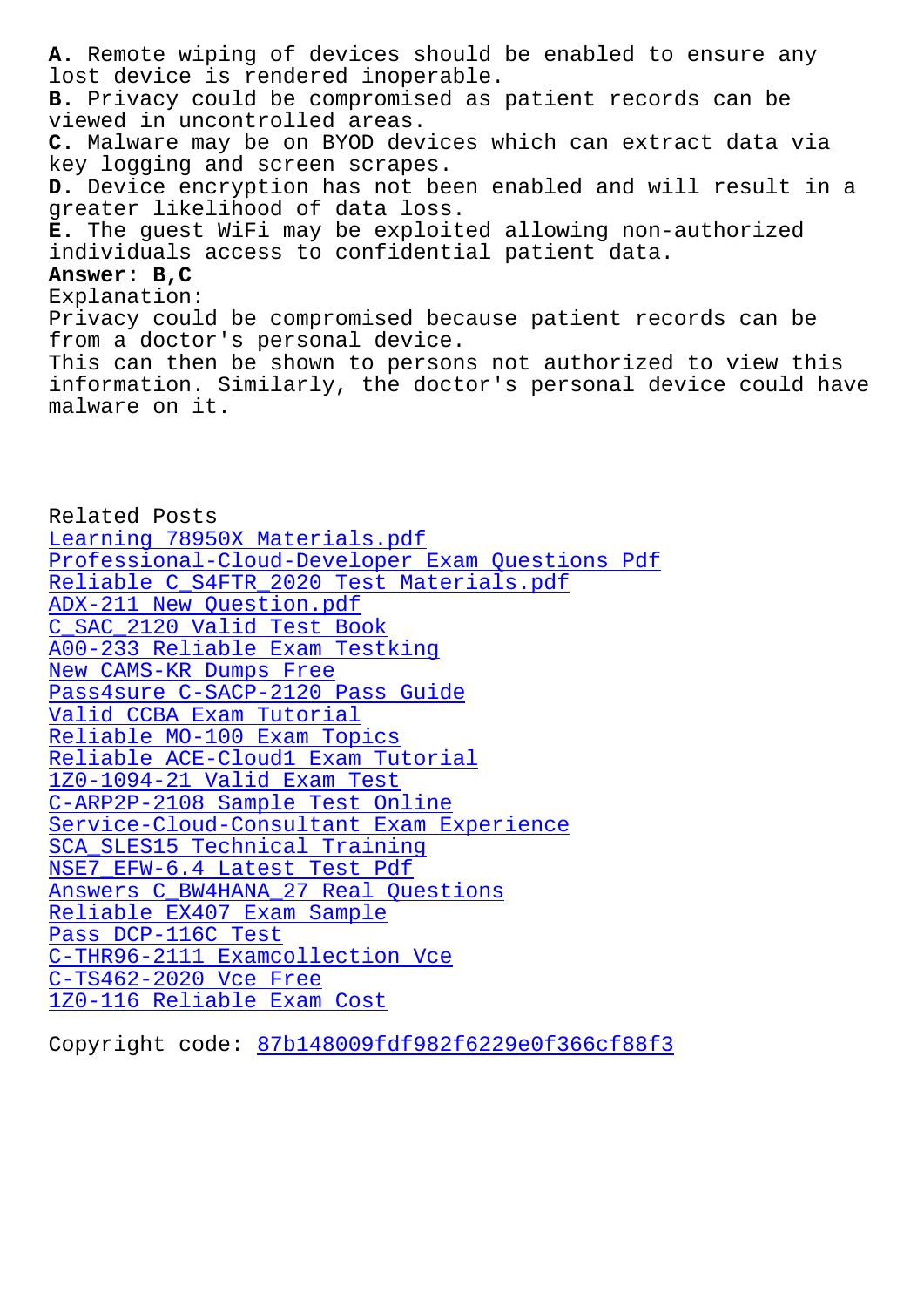**A.** Remote wiping of devices should be enabled to ensure any lost device is rendered inoperable.
**B.** Privacy could be compromised as patient records can be viewed in uncontrolled areas.
**C.** Malware may be on BYOD devices which can extract data via key logging and screen scrapes.
**D.** Device encryption has not been enabled and will result in a greater likelihood of data loss.
**E.** The guest WiFi may be exploited allowing non-authorized individuals access to confidential patient data.
**Answer: B,C**
Explanation:
Privacy could be compromised because patient records can be from a doctor's personal device.
This can then be shown to persons not authorized to view this information. Similarly, the doctor's personal device could have malware on it.

Related Posts
Learning 78950X Materials.pdf
Professional-Cloud-Developer Exam Questions Pdf
Reliable C_S4FTR_2020 Test Materials.pdf
ADX-211 New Question.pdf
C_SAC_2120 Valid Test Book
A00-233 Reliable Exam Testking
New CAMS-KR Dumps Free
Pass4sure C-SACP-2120 Pass Guide
Valid CCBA Exam Tutorial
Reliable MO-100 Exam Topics
Reliable ACE-Cloud1 Exam Tutorial
1Z0-1094-21 Valid Exam Test
C-ARP2P-2108 Sample Test Online
Service-Cloud-Consultant Exam Experience
SCA_SLES15 Technical Training
NSE7_EFW-6.4 Latest Test Pdf
Answers C_BW4HANA_27 Real Questions
Reliable EX407 Exam Sample
Pass DCP-116C Test
C-THR96-2111 Examcollection Vce
C-TS462-2020 Vce Free
1Z0-116 Reliable Exam Cost

Copyright code: 87b148009fdf982f6229e0f366cf88f3